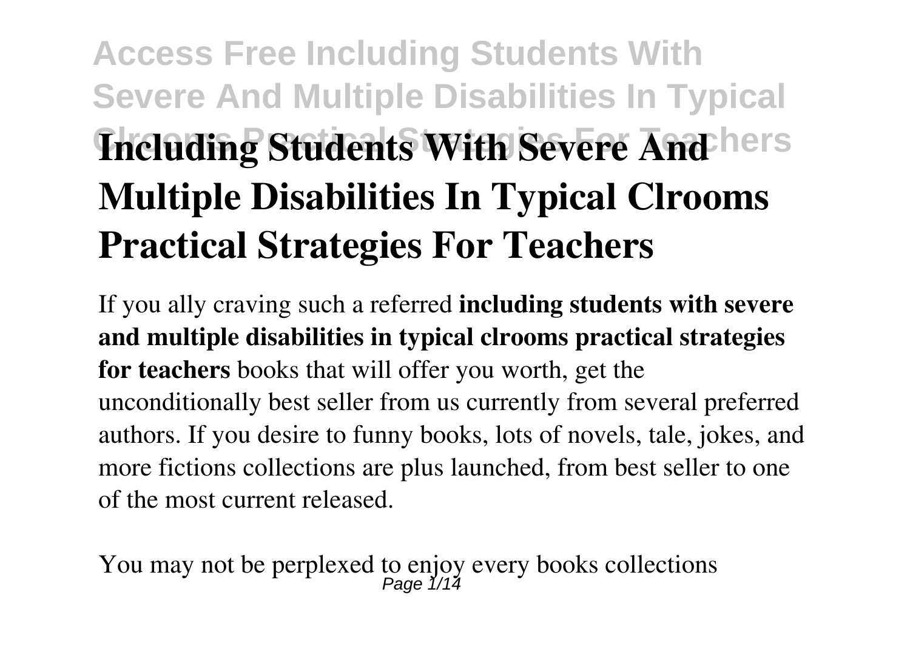# Including Students With Severe And Multiple Disabilities In Typical Clrooms Practical Strategies For Teachers

If you ally craving such a referred **including students with severe and multiple disabilities in typical clrooms practical strategies for teachers** books that will offer you worth, get the unconditionally best seller from us currently from several preferred authors. If you desire to funny books, lots of novels, tale, jokes, and more fictions collections are plus launched, from best seller to one of the most current released.

You may not be perplexed to enjoy every books collections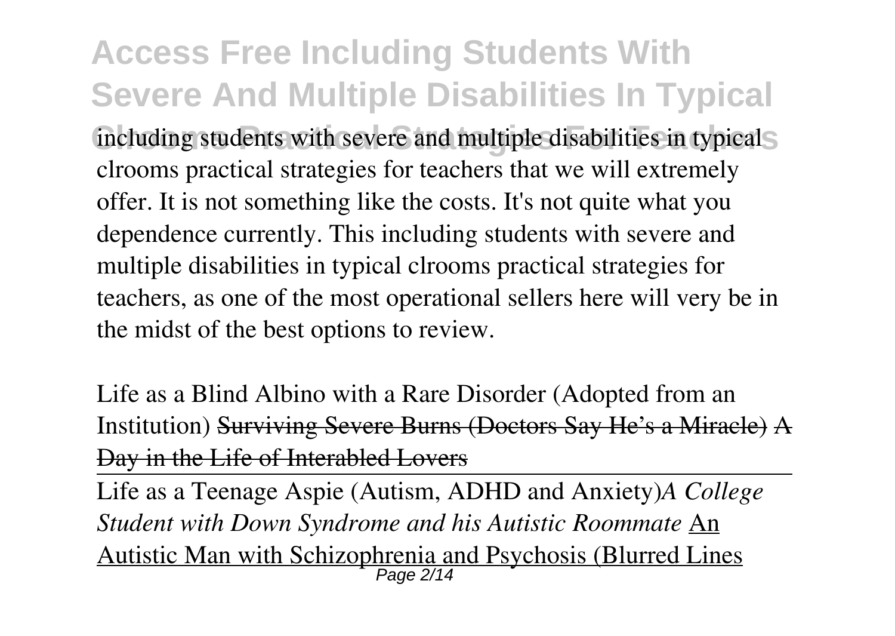including students with severe and multiple disabilities in typical clrooms practical strategies for teachers that we will extremely offer. It is not something like the costs. It's not quite what you dependence currently. This including students with severe and multiple disabilities in typical clrooms practical strategies for teachers, as one of the most operational sellers here will very be in the midst of the best options to review.

Life as a Blind Albino with a Rare Disorder (Adopted from an Institution) ~~Surviving Severe Burns (Doctors Say He's a Miracle)~~ ~~A Day in the Life of Interabled Lovers~~

Life as a Teenage Aspie (Autism, ADHD and Anxiety)*A College Student with Down Syndrome and his Autistic Roommate* An Autistic Man with Schizophrenia and Psychosis (Blurred Lines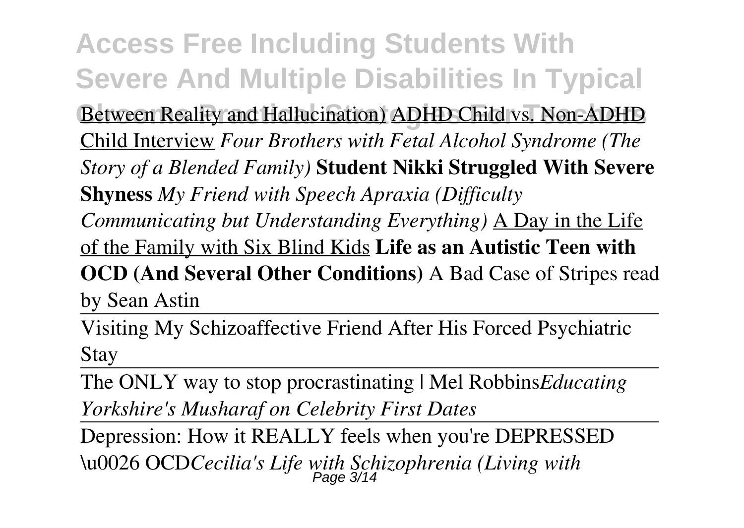Between Reality and Hallucination) ADHD Child vs. Non-ADHD Child Interview *Four Brothers with Fetal Alcohol Syndrome (The Story of a Blended Family)* **Student Nikki Struggled With Severe Shyness** *My Friend with Speech Apraxia (Difficulty Communicating but Understanding Everything)* A Day in the Life of the Family with Six Blind Kids **Life as an Autistic Teen with OCD (And Several Other Conditions)** A Bad Case of Stripes read by Sean Astin

Visiting My Schizoaffective Friend After His Forced Psychiatric Stay

The ONLY way to stop procrastinating | Mel Robbins*Educating Yorkshire's Musharaf on Celebrity First Dates*

Depression: How it REALLY feels when you're DEPRESSED \u0026 OCD*Cecilia's Life with Schizophrenia (Living with*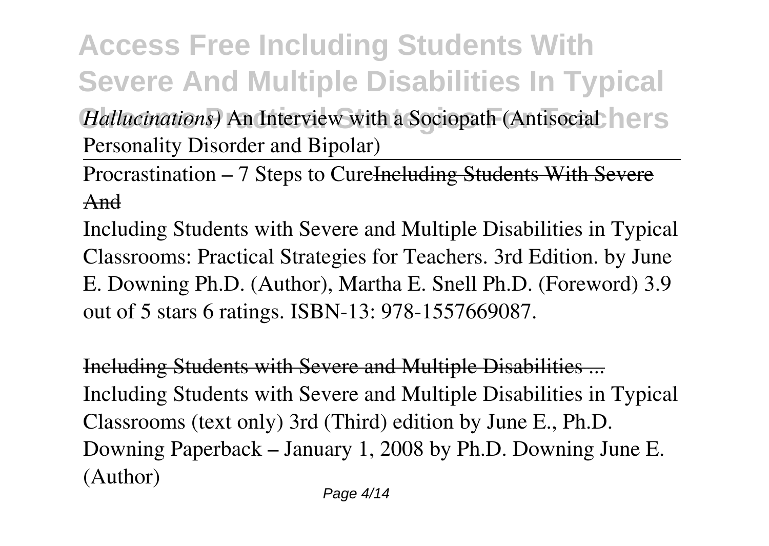*Hallucinations)* An Interview with a Sociopath (Antisocial Personality Disorder and Bipolar)

Procrastination – 7 Steps to Cure~~Including Students With Severe And~~

Including Students with Severe and Multiple Disabilities in Typical Classrooms: Practical Strategies for Teachers. 3rd Edition. by June E. Downing Ph.D. (Author), Martha E. Snell Ph.D. (Foreword) 3.9 out of 5 stars 6 ratings. ISBN-13: 978-1557669087.

Including Students with Severe and Multiple Disabilities ...
Including Students with Severe and Multiple Disabilities in Typical Classrooms (text only) 3rd (Third) edition by June E., Ph.D. Downing Paperback – January 1, 2008 by Ph.D. Downing June E. (Author)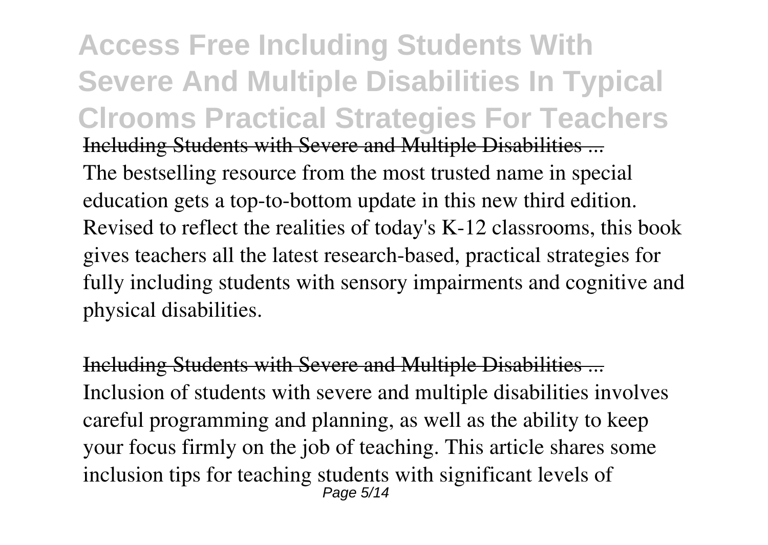# Access Free Including Students With Severe And Multiple Disabilities In Typical Clrooms Practical Strategies For Teachers

Including Students with Severe and Multiple Disabilities ...

The bestselling resource from the most trusted name in special education gets a top-to-bottom update in this new third edition. Revised to reflect the realities of today's K-12 classrooms, this book gives teachers all the latest research-based, practical strategies for fully including students with sensory impairments and cognitive and physical disabilities.

Including Students with Severe and Multiple Disabilities ...

Inclusion of students with severe and multiple disabilities involves careful programming and planning, as well as the ability to keep your focus firmly on the job of teaching. This article shares some inclusion tips for teaching students with significant levels of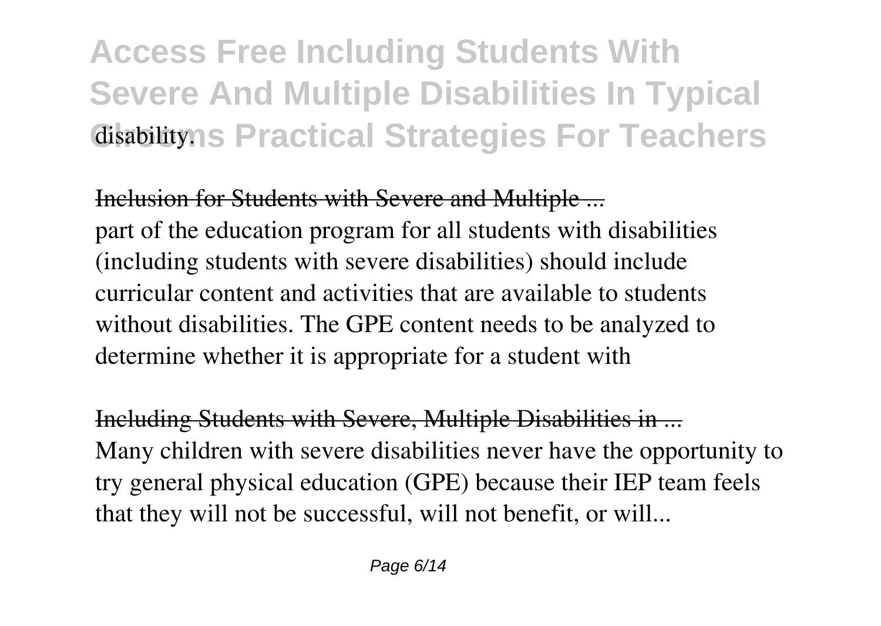disability.

## Inclusion for Students with Severe and Multiple ...

part of the education program for all students with disabilities (including students with severe disabilities) should include curricular content and activities that are available to students without disabilities. The GPE content needs to be analyzed to determine whether it is appropriate for a student with

## Including Students with Severe, Multiple Disabilities in ...

Many children with severe disabilities never have the opportunity to try general physical education (GPE) because their IEP team feels that they will not be successful, will not benefit, or will...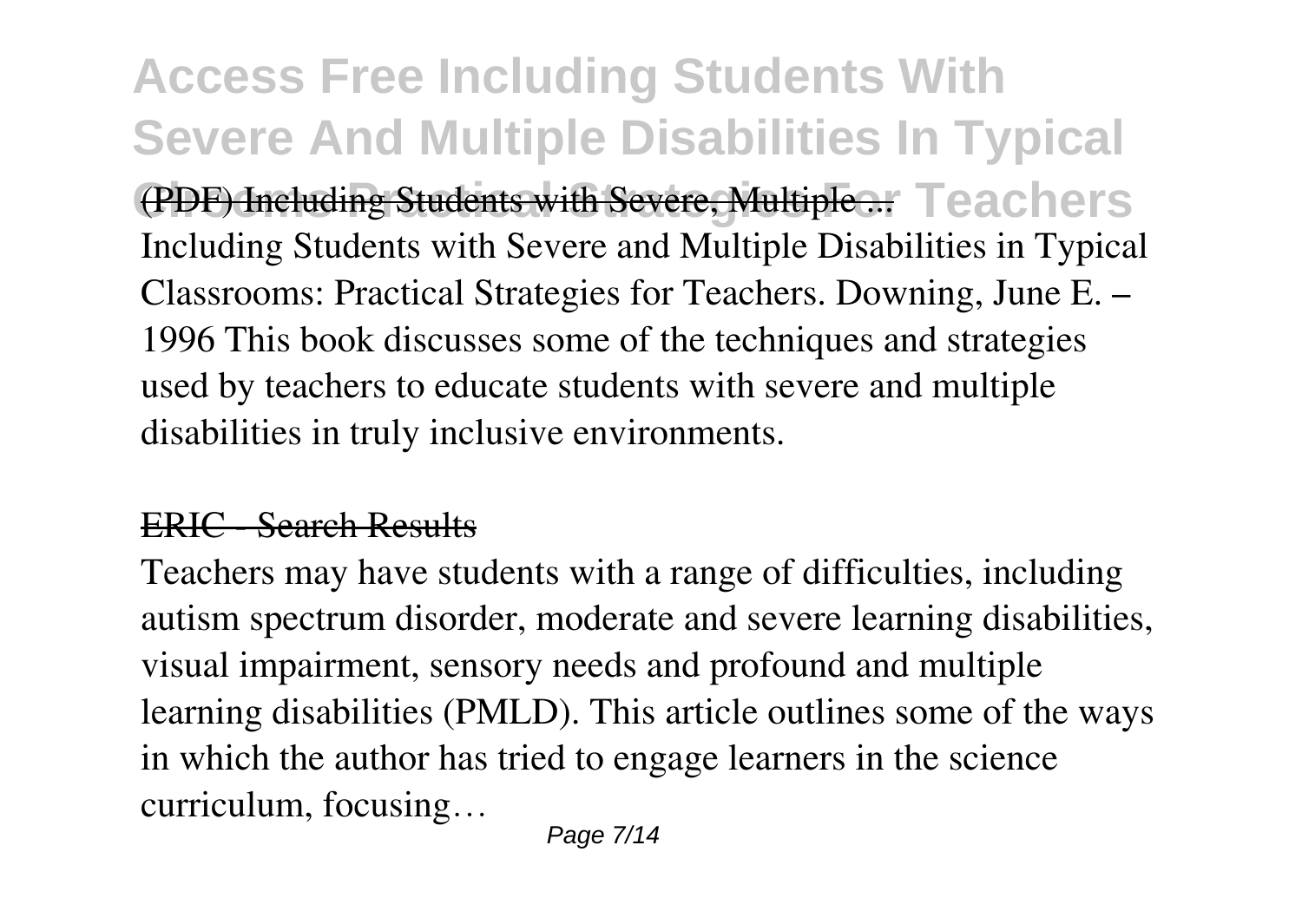**(PDF) Including Students with Severe, Multiple ...**

Including Students with Severe and Multiple Disabilities in Typical Classrooms: Practical Strategies for Teachers. Downing, June E. – 1996 This book discusses some of the techniques and strategies used by teachers to educate students with severe and multiple disabilities in truly inclusive environments.

**ERIC - Search Results**

Teachers may have students with a range of difficulties, including autism spectrum disorder, moderate and severe learning disabilities, visual impairment, sensory needs and profound and multiple learning disabilities (PMLD). This article outlines some of the ways in which the author has tried to engage learners in the science curriculum, focusing…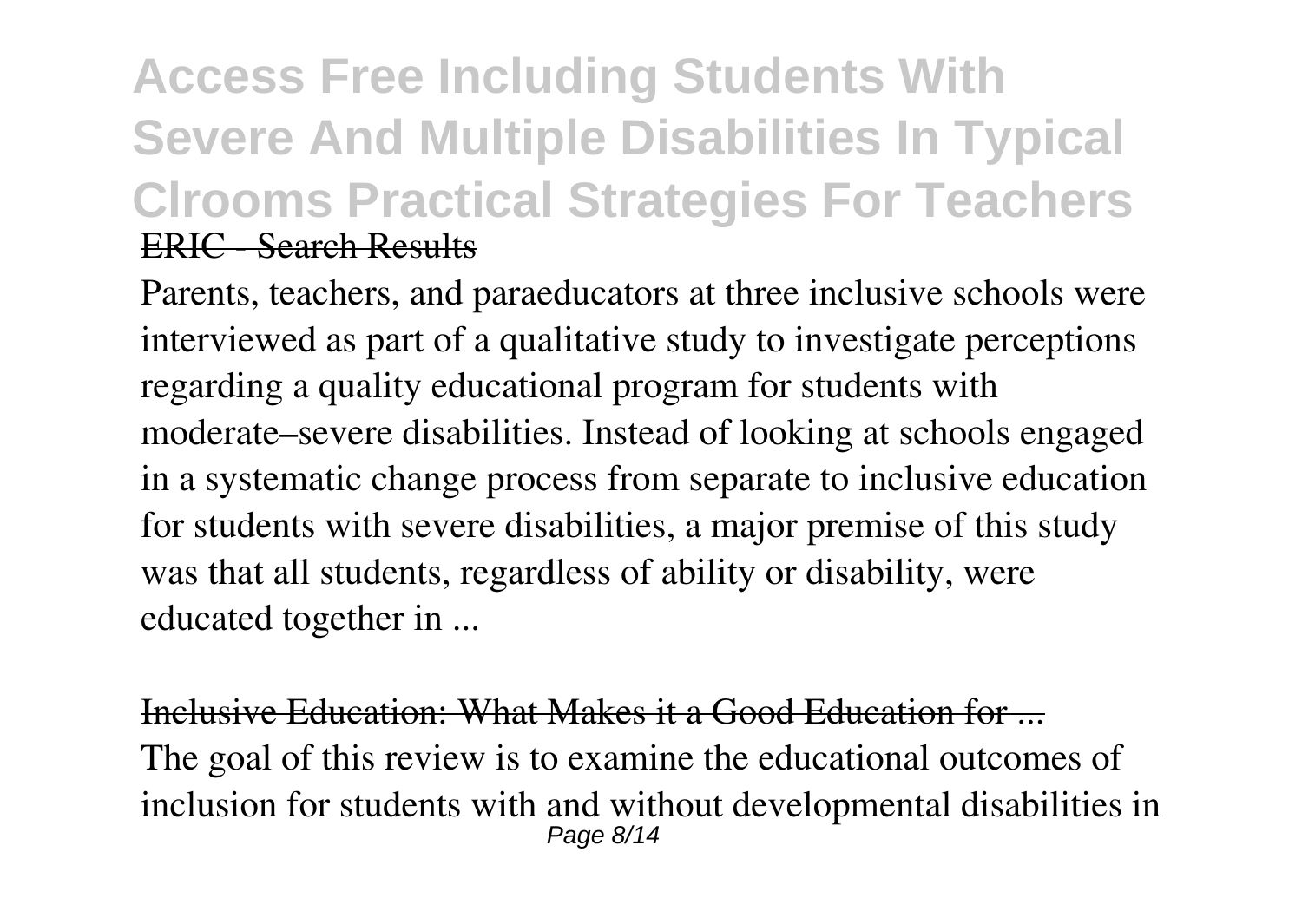ERIC - Search Results

Parents, teachers, and paraeducators at three inclusive schools were interviewed as part of a qualitative study to investigate perceptions regarding a quality educational program for students with moderate–severe disabilities. Instead of looking at schools engaged in a systematic change process from separate to inclusive education for students with severe disabilities, a major premise of this study was that all students, regardless of ability or disability, were educated together in ...

Inclusive Education: What Makes it a Good Education for ...

The goal of this review is to examine the educational outcomes of inclusion for students with and without developmental disabilities in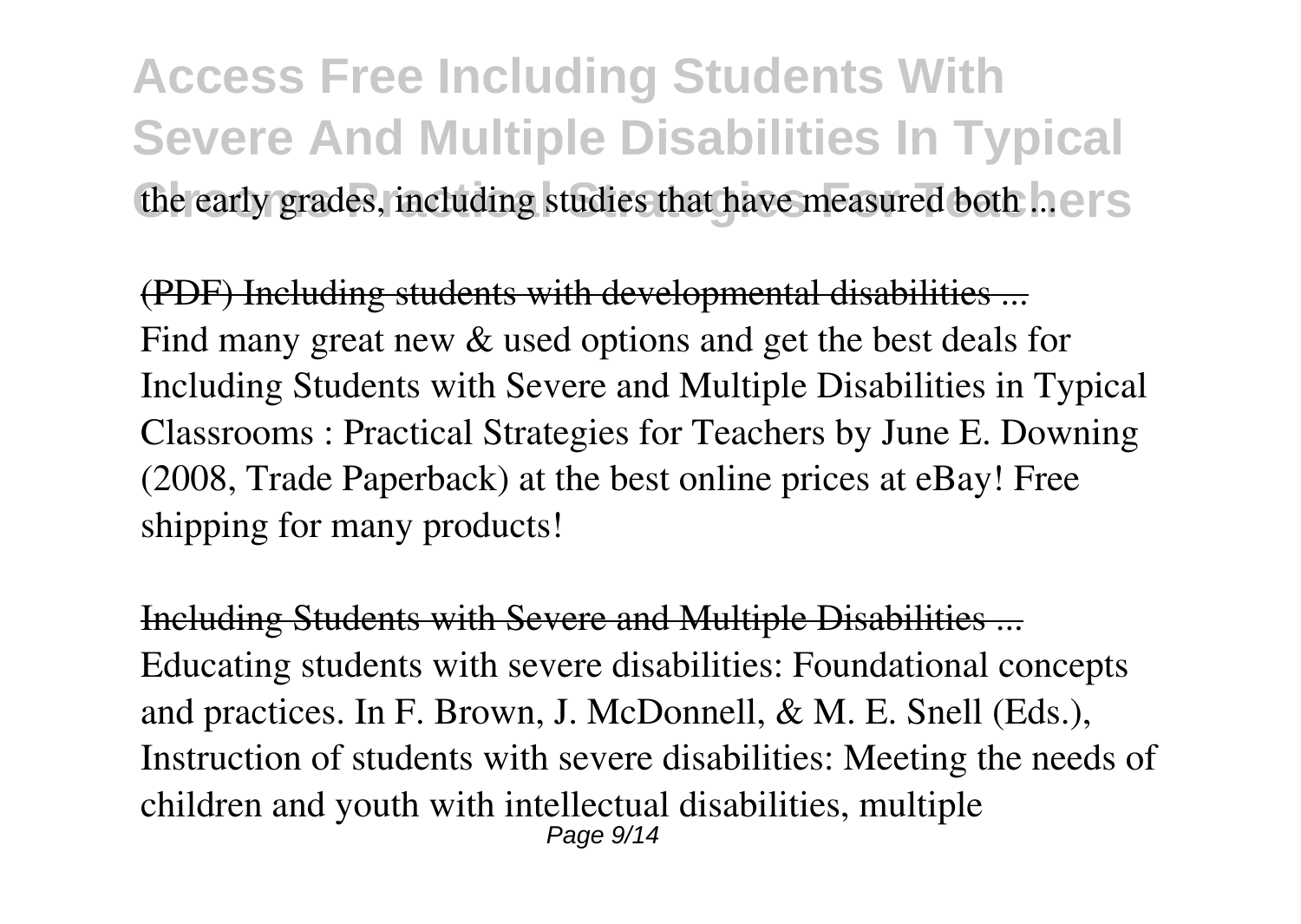the early grades, including studies that have measured both ...

(PDF) Including students with developmental disabilities ...

Find many great new & used options and get the best deals for Including Students with Severe and Multiple Disabilities in Typical Classrooms : Practical Strategies for Teachers by June E. Downing (2008, Trade Paperback) at the best online prices at eBay! Free shipping for many products!

Including Students with Severe and Multiple Disabilities ...

Educating students with severe disabilities: Foundational concepts and practices. In F. Brown, J. McDonnell, & M. E. Snell (Eds.), Instruction of students with severe disabilities: Meeting the needs of children and youth with intellectual disabilities, multiple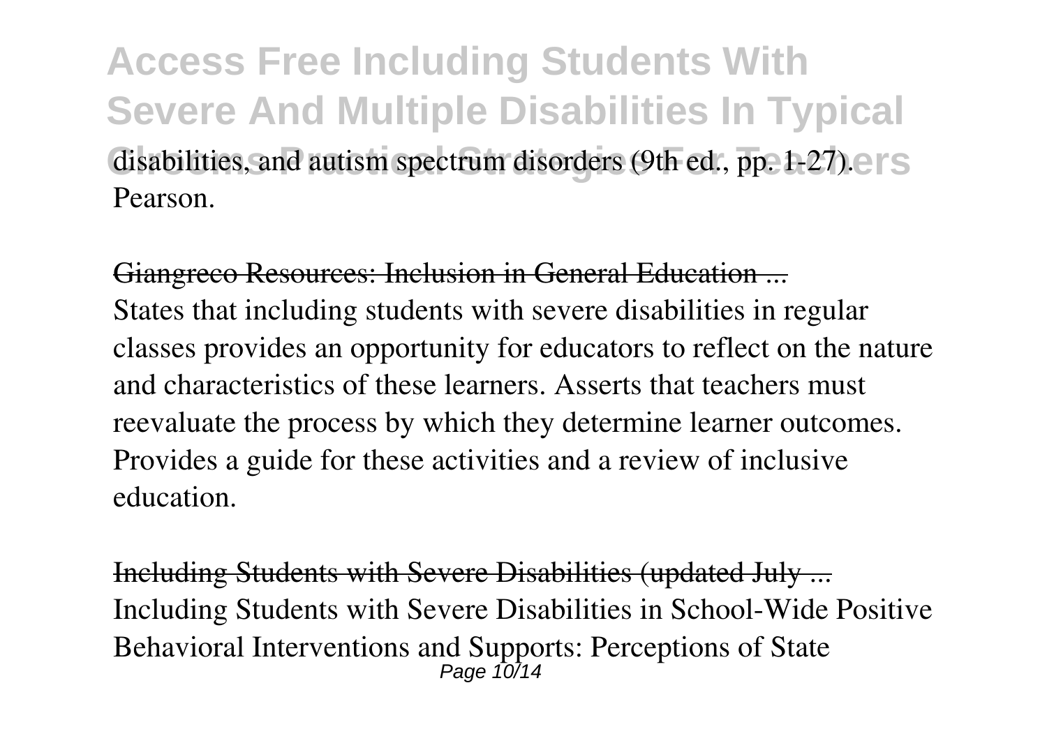disabilities, and autism spectrum disorders (9th ed., pp. 1-27). Pearson.

Giangreco Resources: Inclusion in General Education ...

States that including students with severe disabilities in regular classes provides an opportunity for educators to reflect on the nature and characteristics of these learners. Asserts that teachers must reevaluate the process by which they determine learner outcomes. Provides a guide for these activities and a review of inclusive education.

Including Students with Severe Disabilities (updated July ...

Including Students with Severe Disabilities in School-Wide Positive Behavioral Interventions and Supports: Perceptions of State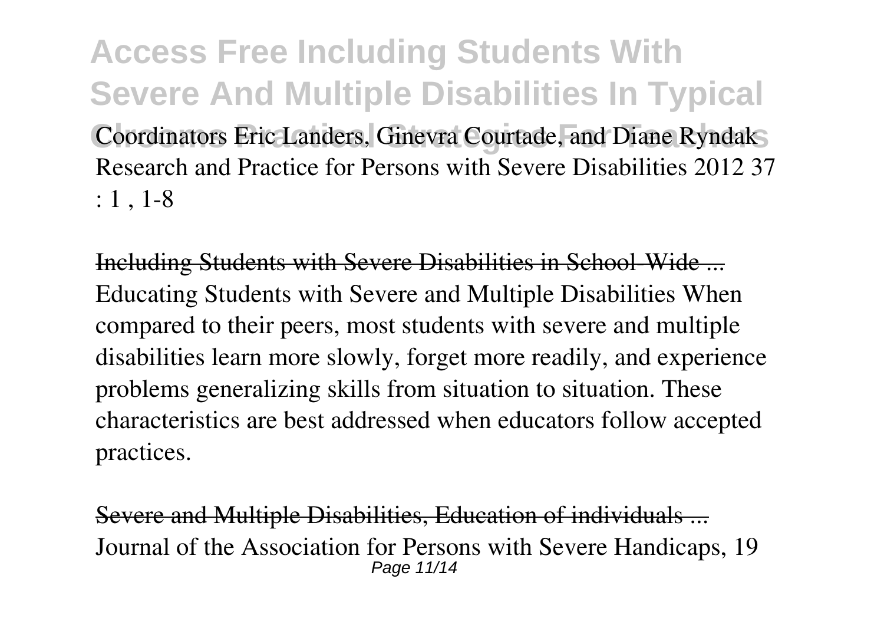Coordinators Eric Landers, Ginevra Courtade, and Diane Ryndak Research and Practice for Persons with Severe Disabilities 2012 37 : 1 , 1-8

Including Students with Severe Disabilities in School-Wide ...
Educating Students with Severe and Multiple Disabilities When compared to their peers, most students with severe and multiple disabilities learn more slowly, forget more readily, and experience problems generalizing skills from situation to situation. These characteristics are best addressed when educators follow accepted practices.

Severe and Multiple Disabilities, Education of individuals ...
Journal of the Association for Persons with Severe Handicaps, 19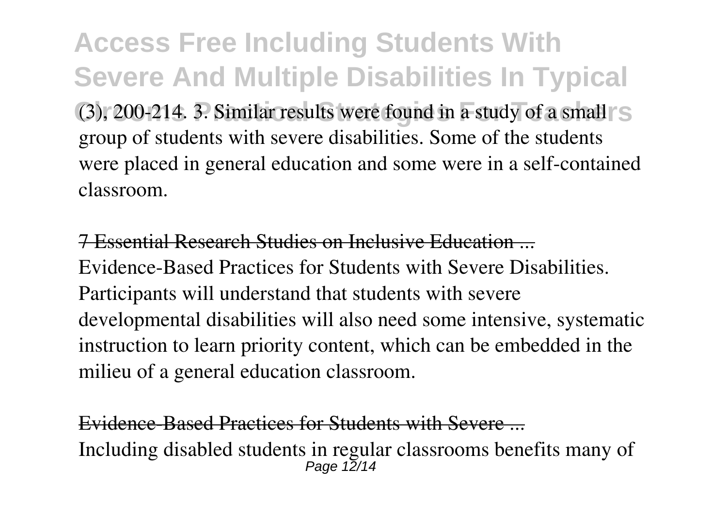(3), 200-214. 3. Similar results were found in a study of a small group of students with severe disabilities. Some of the students were placed in general education and some were in a self-contained classroom.

7 Essential Research Studies on Inclusive Education ...

Evidence-Based Practices for Students with Severe Disabilities. Participants will understand that students with severe developmental disabilities will also need some intensive, systematic instruction to learn priority content, which can be embedded in the milieu of a general education classroom.

Evidence-Based Practices for Students with Severe ...

Including disabled students in regular classrooms benefits many of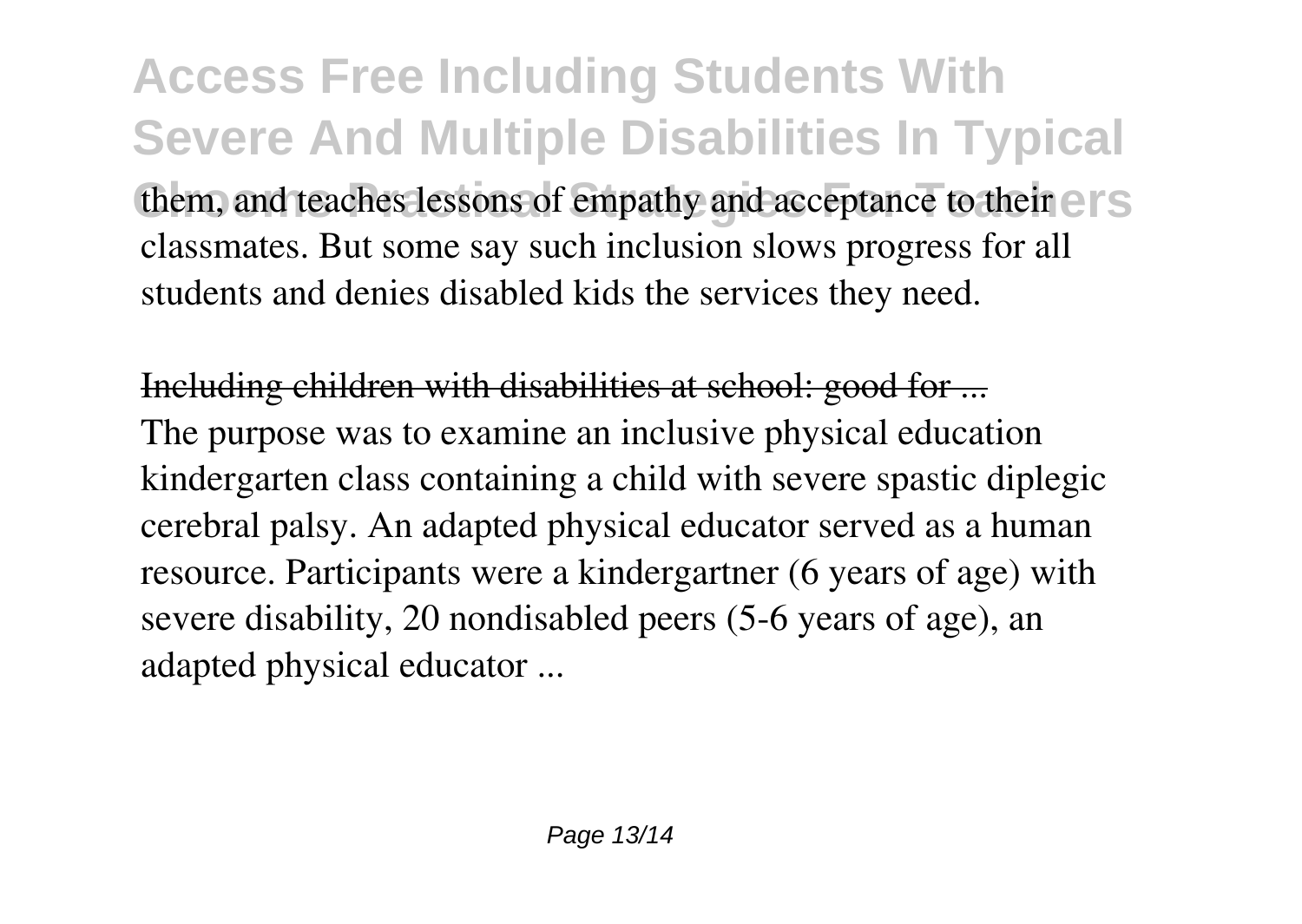them, and teaches lessons of empathy and acceptance to their classmates. But some say such inclusion slows progress for all students and denies disabled kids the services they need.

Including children with disabilities at school: good for ...

The purpose was to examine an inclusive physical education kindergarten class containing a child with severe spastic diplegic cerebral palsy. An adapted physical educator served as a human resource. Participants were a kindergartner (6 years of age) with severe disability, 20 nondisabled peers (5-6 years of age), an adapted physical educator ...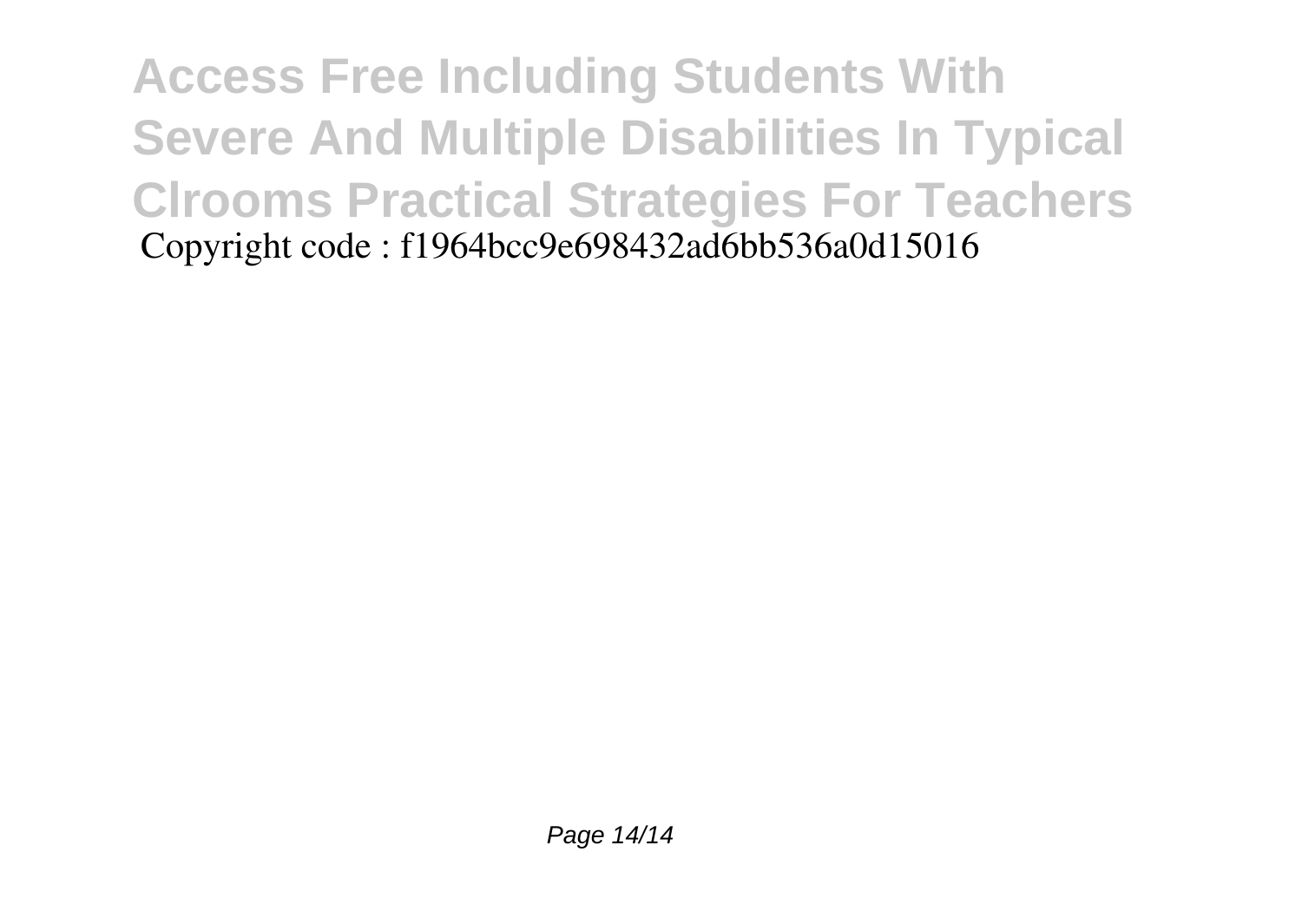Copyright code : f1964bcc9e698432ad6bb536a0d15016